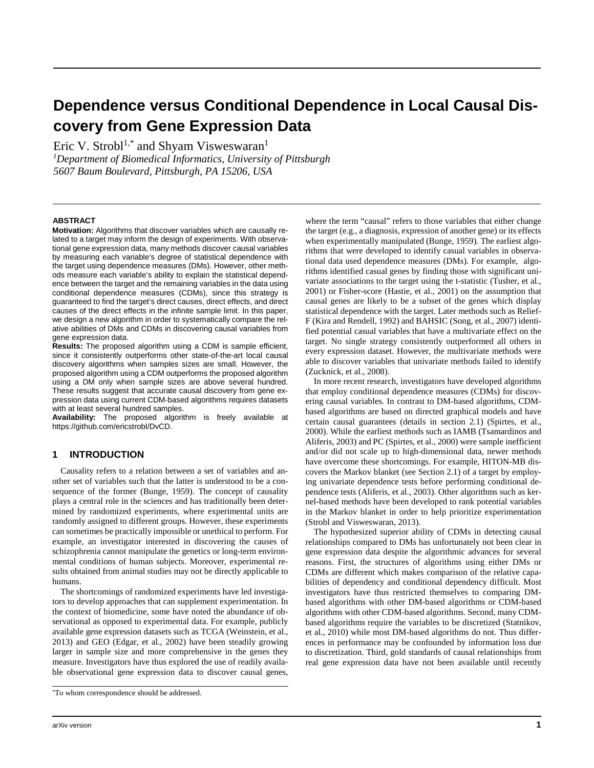# Dependence versus Conditional Dependence in Local Causal Discovery from Gene Expression Data

Eric V. Strobl[1,*] and Shyam Visweswaran[1]

[1]*Department of Biomedical Informatics, University of Pittsburgh*
*5607 Baum Boulevard, Pittsburgh, PA 15206, USA*

## ABSTRACT

**Motivation:** Algorithms that discover variables which are causally related to a target may inform the design of experiments. With observational gene expression data, many methods discover causal variables by measuring each variable's degree of statistical dependence with the target using dependence measures (DMs). However, other methods measure each variable's ability to explain the statistical dependence between the target and the remaining variables in the data using conditional dependence measures (CDMs), since this strategy is guaranteed to find the target's direct causes, direct effects, and direct causes of the direct effects in the infinite sample limit. In this paper, we design a new algorithm in order to systematically compare the relative abilities of DMs and CDMs in discovering causal variables from gene expression data.

**Results:** The proposed algorithm using a CDM is sample efficient, since it consistently outperforms other state-of-the-art local causal discovery algorithms when samples sizes are small. However, the proposed algorithm using a CDM outperforms the proposed algorithm using a DM only when sample sizes are above several hundred. These results suggest that accurate causal discovery from gene expression data using current CDM-based algorithms requires datasets with at least several hundred samples.

**Availability:** The proposed algorithm is freely available at https://github.com/ericstrobl/DvCD.

## 1 INTRODUCTION

Causality refers to a relation between a set of variables and another set of variables such that the latter is understood to be a consequence of the former (Bunge, 1959). The concept of causality plays a central role in the sciences and has traditionally been determined by randomized experiments, where experimental units are randomly assigned to different groups. However, these experiments can sometimes be practically impossible or unethical to perform. For example, an investigator interested in discovering the causes of schizophrenia cannot manipulate the genetics or long-term environmental conditions of human subjects. Moreover, experimental results obtained from animal studies may not be directly applicable to humans.

The shortcomings of randomized experiments have led investigators to develop approaches that can supplement experimentation. In the context of biomedicine, some have noted the abundance of observational as opposed to experimental data. For example, publicly available gene expression datasets such as TCGA (Weinstein, et al., 2013) and GEO (Edgar, et al., 2002) have been steadily growing larger in sample size and more comprehensive in the genes they measure. Investigators have thus explored the use of readily available observational gene expression data to discover causal genes, where the term "causal" refers to those variables that either change the target (e.g., a diagnosis, expression of another gene) or its effects when experimentally manipulated (Bunge, 1959). The earliest algorithms that were developed to identify casual variables in observational data used dependence measures (DMs). For example, algorithms identified casual genes by finding those with significant univariate associations to the target using the t-statistic (Tusher, et al., 2001) or Fisher-score (Hastie, et al., 2001) on the assumption that causal genes are likely to be a subset of the genes which display statistical dependence with the target. Later methods such as Relief-F (Kira and Rendell, 1992) and BAHSIC (Song, et al., 2007) identified potential casual variables that have a multivariate effect on the target. No single strategy consistently outperformed all others in every expression dataset. However, the multivariate methods were able to discover variables that univariate methods failed to identify (Zucknick, et al., 2008).

In more recent research, investigators have developed algorithms that employ conditional dependence measures (CDMs) for discovering causal variables. In contrast to DM-based algorithms, CDM-based algorithms are based on directed graphical models and have certain causal guarantees (details in section 2.1) (Spirtes, et al., 2000). While the earliest methods such as IAMB (Tsamardinos and Aliferis, 2003) and PC (Spirtes, et al., 2000) were sample inefficient and/or did not scale up to high-dimensional data, newer methods have overcome these shortcomings. For example, HITON-MB discovers the Markov blanket (see Section 2.1) of a target by employing univariate dependence tests before performing conditional dependence tests (Aliferis, et al., 2003). Other algorithms such as kernel-based methods have been developed to rank potential variables in the Markov blanket in order to help prioritize experimentation (Strobl and Visweswaran, 2013).

The hypothesized superior ability of CDMs in detecting causal relationships compared to DMs has unfortunately not been clear in gene expression data despite the algorithmic advances for several reasons. First, the structures of algorithms using either DMs or CDMs are different which makes comparison of the relative capabilities of dependency and conditional dependency difficult. Most investigators have thus restricted themselves to comparing DM-based algorithms with other DM-based algorithms or CDM-based algorithms with other CDM-based algorithms. Second, many CDM-based algorithms require the variables to be discretized (Statnikov, et al., 2010) while most DM-based algorithms do not. Thus differences in performance may be confounded by information loss due to discretization. Third, gold standards of causal relationships from real gene expression data have not been available until recently

*To whom correspondence should be addressed.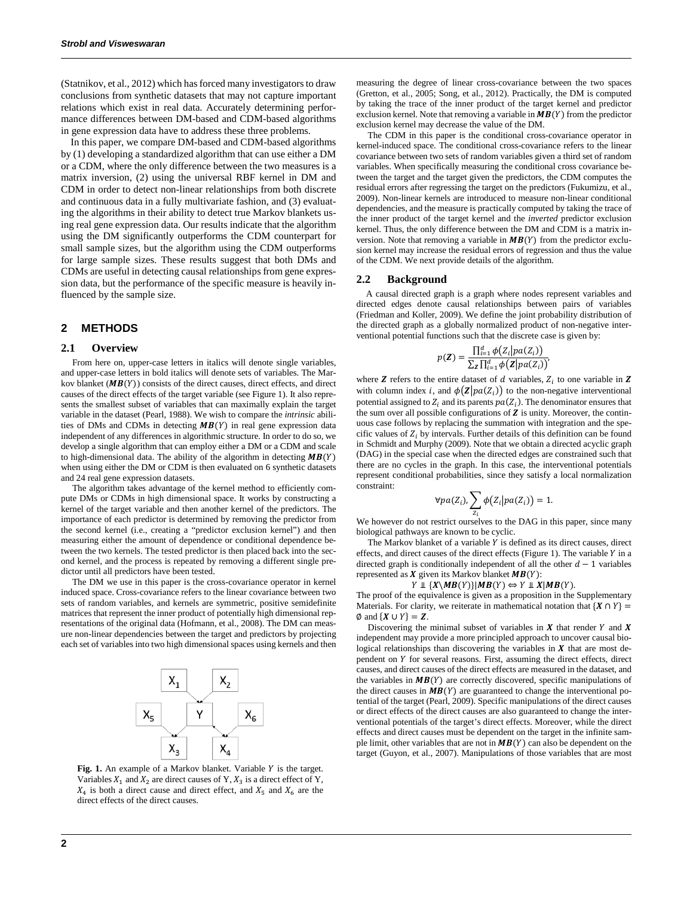(Statnikov, et al., 2012) which has forced many investigators to draw conclusions from synthetic datasets that may not capture important relations which exist in real data. Accurately determining performance differences between DM-based and CDM-based algorithms in gene expression data have to address these three problems.

In this paper, we compare DM-based and CDM-based algorithms by (1) developing a standardized algorithm that can use either a DM or a CDM, where the only difference between the two measures is a matrix inversion, (2) using the universal RBF kernel in DM and CDM in order to detect non-linear relationships from both discrete and continuous data in a fully multivariate fashion, and (3) evaluating the algorithms in their ability to detect true Markov blankets using real gene expression data. Our results indicate that the algorithm using the DM significantly outperforms the CDM counterpart for small sample sizes, but the algorithm using the CDM outperforms for large sample sizes. These results suggest that both DMs and CDMs are useful in detecting causal relationships from gene expression data, but the performance of the specific measure is heavily influenced by the sample size.

## 2 METHODS

### 2.1 Overview

From here on, upper-case letters in italics will denote single variables, and upper-case letters in bold italics will denote sets of variables. The Markov blanket ($\boldsymbol{MB}(Y)$) consists of the direct causes, direct effects, and direct causes of the direct effects of the target variable (see Figure 1). It also represents the smallest subset of variables that can maximally explain the target variable in the dataset (Pearl, 1988). We wish to compare the *intrinsic* abilities of DMs and CDMs in detecting $\boldsymbol{MB}(Y)$ in real gene expression data independent of any differences in algorithmic structure. In order to do so, we develop a single algorithm that can employ either a DM or a CDM and scale to high-dimensional data. The ability of the algorithm in detecting $\boldsymbol{MB}(Y)$ when using either the DM or CDM is then evaluated on 6 synthetic datasets and 24 real gene expression datasets.

The algorithm takes advantage of the kernel method to efficiently compute DMs or CDMs in high dimensional space. It works by constructing a kernel of the target variable and then another kernel of the predictors. The importance of each predictor is determined by removing the predictor from the second kernel (i.e., creating a "predictor exclusion kernel") and then measuring either the amount of dependence or conditional dependence between the two kernels. The tested predictor is then placed back into the second kernel, and the process is repeated by removing a different single predictor until all predictors have been tested.

The DM we use in this paper is the cross-covariance operator in kernel induced space. Cross-covariance refers to the linear covariance between two sets of random variables, and kernels are symmetric, positive semidefinite matrices that represent the inner product of potentially high dimensional representations of the original data (Hofmann, et al., 2008). The DM can measure non-linear dependencies between the target and predictors by projecting each set of variables into two high dimensional spaces using kernels and then measuring the degree of linear cross-covariance between the two spaces (Gretton, et al., 2005; Song, et al., 2012). Practically, the DM is computed by taking the trace of the inner product of the target kernel and predictor exclusion kernel. Note that removing a variable in $\boldsymbol{MB}(Y)$ from the predictor exclusion kernel may decrease the value of the DM.

The CDM in this paper is the conditional cross-covariance operator in kernel-induced space. The conditional cross-covariance refers to the linear covariance between two sets of random variables given a third set of random variables. When specifically measuring the conditional cross covariance between the target and the target given the predictors, the CDM computes the residual errors after regressing the target on the predictors (Fukumizu, et al., 2009). Non-linear kernels are introduced to measure non-linear conditional dependencies, and the measure is practically computed by taking the trace of the inner product of the target kernel and the *inverted* predictor exclusion kernel. Thus, the only difference between the DM and CDM is a matrix inversion. Note that removing a variable in $\boldsymbol{MB}(Y)$ from the predictor exclusion kernel may increase the residual errors of regression and thus the value of the CDM. We next provide details of the algorithm.

Fig. 1. An example of a Markov blanket. Variable $Y$ is the target. Variables $X_1$ and $X_2$ are direct causes of Y, $X_3$ is a direct effect of Y, $X_4$ is both a direct cause and direct effect, and $X_5$ and $X_6$ are the direct effects of the direct causes.

### 2.2 Background

A causal directed graph is a graph where nodes represent variables and directed edges denote causal relationships between pairs of variables (Friedman and Koller, 2009). We define the joint probability distribution of the directed graph as a globally normalized product of non-negative interventional potential functions such that the discrete case is given by:

$$p(\boldsymbol{Z}) = \frac{\prod_{i=1}^{d} \phi(Z_i | pa(Z_i))}{\sum_{\boldsymbol{Z}} \prod_{i=1}^{d} \phi(Z_i | pa(Z_i))},$$

where $\boldsymbol{Z}$ refers to the entire dataset of $d$ variables, $Z_i$ to one variable in $\boldsymbol{Z}$ with column index $i$, and $\phi(\boldsymbol{Z} | pa(Z_i))$ to the non-negative interventional potential assigned to $Z_i$ and its parents $pa(Z_i)$. The denominator ensures that the sum over all possible configurations of $\boldsymbol{Z}$ is unity. Moreover, the continuous case follows by replacing the summation with integration and the specific values of $Z_i$ by intervals. Further details of this definition can be found in Schmidt and Murphy (2009). Note that we obtain a directed acyclic graph (DAG) in the special case when the directed edges are constrained such that there are no cycles in the graph. In this case, the interventional potentials represent conditional probabilities, since they satisfy a local normalization constraint:

$$\forall pa(Z_i), \sum_{Z_i} \phi(Z_i | pa(Z_i)) = 1.$$

We however do not restrict ourselves to the DAG in this paper, since many biological pathways are known to be cyclic.

The Markov blanket of a variable $Y$ is defined as its direct causes, direct effects, and direct causes of the direct effects (Figure 1). The variable $Y$ in a directed graph is conditionally independent of all the other $d-1$ variables represented as $\boldsymbol{X}$ given its Markov blanket $\boldsymbol{MB}(Y)$:

$$Y \perp\!\!\!\perp \{\boldsymbol{X} \setminus \boldsymbol{MB}(Y)\} | \boldsymbol{MB}(Y) \Leftrightarrow Y \perp\!\!\!\perp \boldsymbol{X} | \boldsymbol{MB}(Y).$$

The proof of the equivalence is given as a proposition in the Supplementary Materials. For clarity, we reiterate in mathematical notation that $\{\boldsymbol{X} \cap Y\} = \emptyset$ and $\{\boldsymbol{X} \cup Y\} = \boldsymbol{Z}$.

Discovering the minimal subset of variables in $\boldsymbol{X}$ that render $Y$ and $\boldsymbol{X}$ independent may provide a more principled approach to uncover causal biological relationships than discovering the variables in $\boldsymbol{X}$ that are most dependent on $Y$ for several reasons. First, assuming the direct effects, direct causes, and direct causes of the direct effects are measured in the dataset, and the variables in $\boldsymbol{MB}(Y)$ are correctly discovered, specific manipulations of the direct causes in $\boldsymbol{MB}(Y)$ are guaranteed to change the interventional potential of the target (Pearl, 2009). Specific manipulations of the direct causes or direct effects of the direct causes are also guaranteed to change the interventional potentials of the target's direct effects. Moreover, while the direct effects and direct causes must be dependent on the target in the infinite sample limit, other variables that are not in $\boldsymbol{MB}(Y)$ can also be dependent on the target (Guyon, et al., 2007). Manipulations of those variables that are most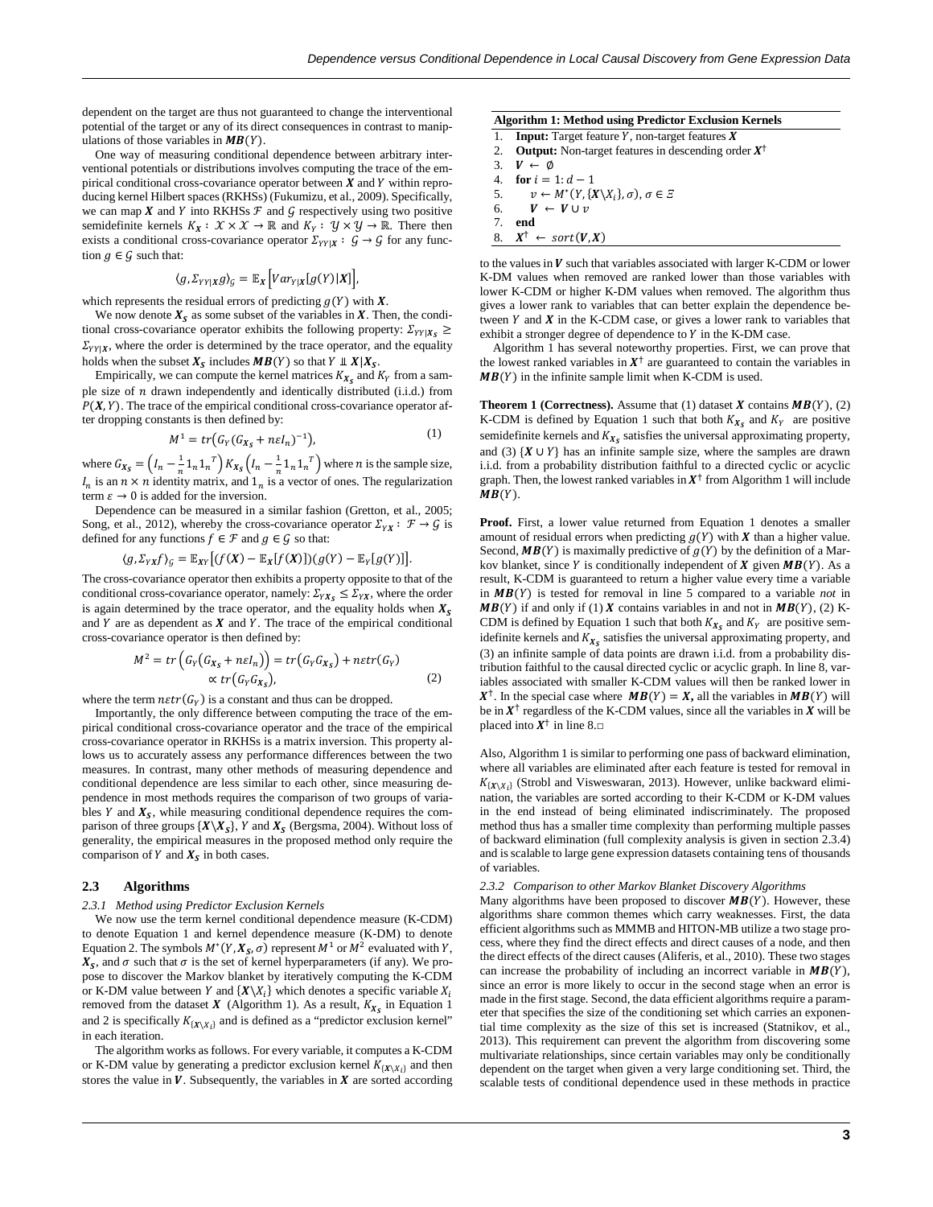dependent on the target are thus not guaranteed to change the interventional potential of the target or any of its direct consequences in contrast to manipulations of those variables in $\boldsymbol{MB}(Y)$.

One way of measuring conditional dependence between arbitrary interventional potentials or distributions involves computing the trace of the empirical conditional cross-covariance operator between $\boldsymbol{X}$ and $Y$ within reproducing kernel Hilbert spaces (RKHSs) (Fukumizu, et al., 2009). Specifically, we can map $\boldsymbol{X}$ and $Y$ into RKHSs $\mathcal{F}$ and $\mathcal{G}$ respectively using two positive semidefinite kernels $K_X : \mathcal{X} \times \mathcal{X} \to \mathbb{R}$ and $K_Y : \mathcal{Y} \times \mathcal{Y} \to \mathbb{R}$. There then exists a conditional cross-covariance operator $\Sigma_{YY|\boldsymbol{X}} : \mathcal{G} \to \mathcal{G}$ for any function $g \in \mathcal{G}$ such that:

$$\langle g, \Sigma_{YY|\boldsymbol{X}} g \rangle_{\mathcal{G}} = \mathbb{E}_{\boldsymbol{X}}\left[Var_{Y|\boldsymbol{X}}[g(Y)|\boldsymbol{X}]\right],$$

which represents the residual errors of predicting $g(Y)$ with $\boldsymbol{X}$.

We now denote $\boldsymbol{X_S}$ as some subset of the variables in $\boldsymbol{X}$. Then, the conditional cross-covariance operator exhibits the following property: $\Sigma_{YY|\boldsymbol{X_S}} \geq \Sigma_{YY|\boldsymbol{X}}$, where the order is determined by the trace operator, and the equality holds when the subset $\boldsymbol{X_S}$ includes $\boldsymbol{MB}(Y)$ so that $Y \perp\!\!\!\perp \boldsymbol{X}|\boldsymbol{X_S}$.

Empirically, we can compute the kernel matrices $K_{\boldsymbol{X_S}}$ and $K_Y$ from a sample size of $n$ drawn independently and identically distributed (i.i.d.) from $P(\boldsymbol{X}, Y)$. The trace of the empirical conditional cross-covariance operator after dropping constants is then defined by:

$$M^1 = tr\left(G_Y(G_{\boldsymbol{X_S}} + n\varepsilon I_n)^{-1}\right), \tag{1}$$

where $G_{\boldsymbol{X_S}} = \left(I_n - \frac{1}{n}1_n 1_n{}^T\right) K_{\boldsymbol{X_S}} \left(I_n - \frac{1}{n}1_n 1_n{}^T\right)$ where $n$ is the sample size, $I_n$ is an $n \times n$ identity matrix, and $1_n$ is a vector of ones. The regularization term $\varepsilon \to 0$ is added for the inversion.

Dependence can be measured in a similar fashion (Gretton, et al., 2005; Song, et al., 2012), whereby the cross-covariance operator $\Sigma_{Y\boldsymbol{X}} : \mathcal{F} \to \mathcal{G}$ is defined for any functions $f \in \mathcal{F}$ and $g \in \mathcal{G}$ so that:

$$\langle g, \Sigma_{Y\boldsymbol{X}} f \rangle_{\mathcal{G}} = \mathbb{E}_{\boldsymbol{X}Y}\left[(f(\boldsymbol{X}) - \mathbb{E}_{\boldsymbol{X}}[f(\boldsymbol{X})])(g(Y) - \mathbb{E}_Y[g(Y)]\right].$$

The cross-covariance operator then exhibits a property opposite to that of the conditional cross-covariance operator, namely: $\Sigma_{Y\boldsymbol{X_S}} \leq \Sigma_{Y\boldsymbol{X}}$, where the order is again determined by the trace operator, and the equality holds when $\boldsymbol{X_S}$ and $Y$ are as dependent as $\boldsymbol{X}$ and $Y$. The trace of the empirical conditional cross-covariance operator is then defined by:

$$\begin{aligned} M^2 &= tr\left(G_Y\left(G_{\boldsymbol{X_S}} + n\varepsilon I_n\right)\right) = tr\left(G_Y G_{\boldsymbol{X_S}}\right) + n\varepsilon tr(G_Y) \\ &\propto tr\left(G_Y G_{\boldsymbol{X_S}}\right), \end{aligned} \tag{2}$$

where the term $n\varepsilon tr(G_Y)$ is a constant and thus can be dropped.

Importantly, the only difference between computing the trace of the empirical conditional cross-covariance operator and the trace of the empirical cross-covariance operator in RKHSs is a matrix inversion. This property allows us to accurately assess any performance differences between the two measures. In contrast, many other methods of measuring dependence and conditional dependence are less similar to each other, since measuring dependence in most methods requires the comparison of two groups of variables $Y$ and $\boldsymbol{X_S}$, while measuring conditional dependence requires the comparison of three groups $\{\boldsymbol{X}\backslash\boldsymbol{X_S}\}$, $Y$ and $\boldsymbol{X_S}$ (Bergsma, 2004). Without loss of generality, the empirical measures in the proposed method only require the comparison of $Y$ and $\boldsymbol{X_S}$ in both cases.

## 2.3 Algorithms

### 2.3.1 Method using Predictor Exclusion Kernels

We now use the term kernel conditional dependence measure (K-CDM) to denote Equation 1 and kernel dependence measure (K-DM) to denote Equation 2. The symbols $M^*(Y, \boldsymbol{X_S}, \sigma)$ represent $M^1$ or $M^2$ evaluated with $Y$, $\boldsymbol{X_S}$, and $\sigma$ such that $\sigma$ is the set of kernel hyperparameters (if any). We propose to discover the Markov blanket by iteratively computing the K-CDM or K-DM value between $Y$ and $\{\boldsymbol{X}\backslash X_i\}$ which denotes a specific variable $X_i$ removed from the dataset $\boldsymbol{X}$ (Algorithm 1). As a result, $K_{\boldsymbol{X_S}}$ in Equation 1 and 2 is specifically $K_{\{\boldsymbol{X}\backslash X_i\}}$ and is defined as a "predictor exclusion kernel" in each iteration.

The algorithm works as follows. For every variable, it computes a K-CDM or K-DM value by generating a predictor exclusion kernel $K_{\{\boldsymbol{X}\backslash X_i\}}$ and then stores the value in $\boldsymbol{V}$. Subsequently, the variables in $\boldsymbol{X}$ are sorted according to the values in $\boldsymbol{V}$ such that variables associated with larger K-CDM or lower K-DM values when removed are ranked lower than those variables with lower K-CDM or higher K-DM values when removed. The algorithm thus gives a lower rank to variables that can better explain the dependence between $Y$ and $\boldsymbol{X}$ in the K-CDM case, or gives a lower rank to variables that exhibit a stronger degree of dependence to $Y$ in the K-DM case.

**Algorithm 1: Method using Predictor Exclusion Kernels**

1. **Input:** Target feature $Y$, non-target features $\boldsymbol{X}$
2. **Output:** Non-target features in descending order $\boldsymbol{X}^\dagger$
3. $\boldsymbol{V} \leftarrow \emptyset$
4. **for** $i = 1 : d - 1$
5. $\quad v \leftarrow M^*(Y, \{\boldsymbol{X}\backslash X_i\}, \sigma), \sigma \in \Xi$
6. $\quad \boldsymbol{V} \leftarrow \boldsymbol{V} \cup v$
7. **end**
8. $\boldsymbol{X}^\dagger \leftarrow sort(\boldsymbol{V}, \boldsymbol{X})$

Algorithm 1 has several noteworthy properties. First, we can prove that the lowest ranked variables in $\boldsymbol{X}^\dagger$ are guaranteed to contain the variables in $\boldsymbol{MB}(Y)$ in the infinite sample limit when K-CDM is used.

**Theorem 1 (Correctness).** Assume that (1) dataset $\boldsymbol{X}$ contains $\boldsymbol{MB}(Y)$, (2) K-CDM is defined by Equation 1 such that both $K_{\boldsymbol{X_S}}$ and $K_Y$ are positive semidefinite kernels and $K_{\boldsymbol{X_S}}$ satisfies the universal approximating property, and (3) $\{\boldsymbol{X} \cup Y\}$ has an infinite sample size, where the samples are drawn i.i.d. from a probability distribution faithful to a directed cyclic or acyclic graph. Then, the lowest ranked variables in $\boldsymbol{X}^\dagger$ from Algorithm 1 will include $\boldsymbol{MB}(Y)$.

**Proof.** First, a lower value returned from Equation 1 denotes a smaller amount of residual errors when predicting $g(Y)$ with $\boldsymbol{X}$ than a higher value. Second, $\boldsymbol{MB}(Y)$ is maximally predictive of $g(Y)$ by the definition of a Markov blanket, since $Y$ is conditionally independent of $\boldsymbol{X}$ given $\boldsymbol{MB}(Y)$. As a result, K-CDM is guaranteed to return a higher value every time a variable in $\boldsymbol{MB}(Y)$ is tested for removal in line 5 compared to a variable *not* in $\boldsymbol{MB}(Y)$ if and only if (1) $\boldsymbol{X}$ contains variables in and not in $\boldsymbol{MB}(Y)$, (2) K-CDM is defined by Equation 1 such that both $K_{\boldsymbol{X_S}}$ and $K_Y$ are positive semidefinite kernels and $K_{\boldsymbol{X_S}}$ satisfies the universal approximating property, and (3) an infinite sample of data points are drawn i.i.d. from a probability distribution faithful to the causal directed cyclic or acyclic graph. In line 8, variables associated with smaller K-CDM values will then be ranked lower in $\boldsymbol{X}^\dagger$. In the special case where $\boldsymbol{MB}(Y) = \boldsymbol{X}$, all the variables in $\boldsymbol{MB}(Y)$ will be in $\boldsymbol{X}^\dagger$ regardless of the K-CDM values, since all the variables in $\boldsymbol{X}$ will be placed into $\boldsymbol{X}^\dagger$ in line 8.□

Also, Algorithm 1 is similar to performing one pass of backward elimination, where all variables are eliminated after each feature is tested for removal in $K_{\{\boldsymbol{X}\backslash X_i\}}$ (Strobl and Visweswaran, 2013). However, unlike backward elimination, the variables are sorted according to their K-CDM or K-DM values in the end instead of being eliminated indiscriminately. The proposed method thus has a smaller time complexity than performing multiple passes of backward elimination (full complexity analysis is given in section 2.3.4) and is scalable to large gene expression datasets containing tens of thousands of variables.

### 2.3.2 Comparison to other Markov Blanket Discovery Algorithms

Many algorithms have been proposed to discover $\boldsymbol{MB}(Y)$. However, these algorithms share common themes which carry weaknesses. First, the data efficient algorithms such as MMMB and HITON-MB utilize a two stage process, where they find the direct effects and direct causes of a node, and then the direct effects of the direct causes (Aliferis, et al., 2010). These two stages can increase the probability of including an incorrect variable in $\boldsymbol{MB}(Y)$, since an error is more likely to occur in the second stage when an error is made in the first stage. Second, the data efficient algorithms require a parameter that specifies the size of the conditioning set which carries an exponential time complexity as the size of this set is increased (Statnikov, et al., 2013). This requirement can prevent the algorithm from discovering some multivariate relationships, since certain variables may only be conditionally dependent on the target when given a very large conditioning set. Third, the scalable tests of conditional dependence used in these methods in practice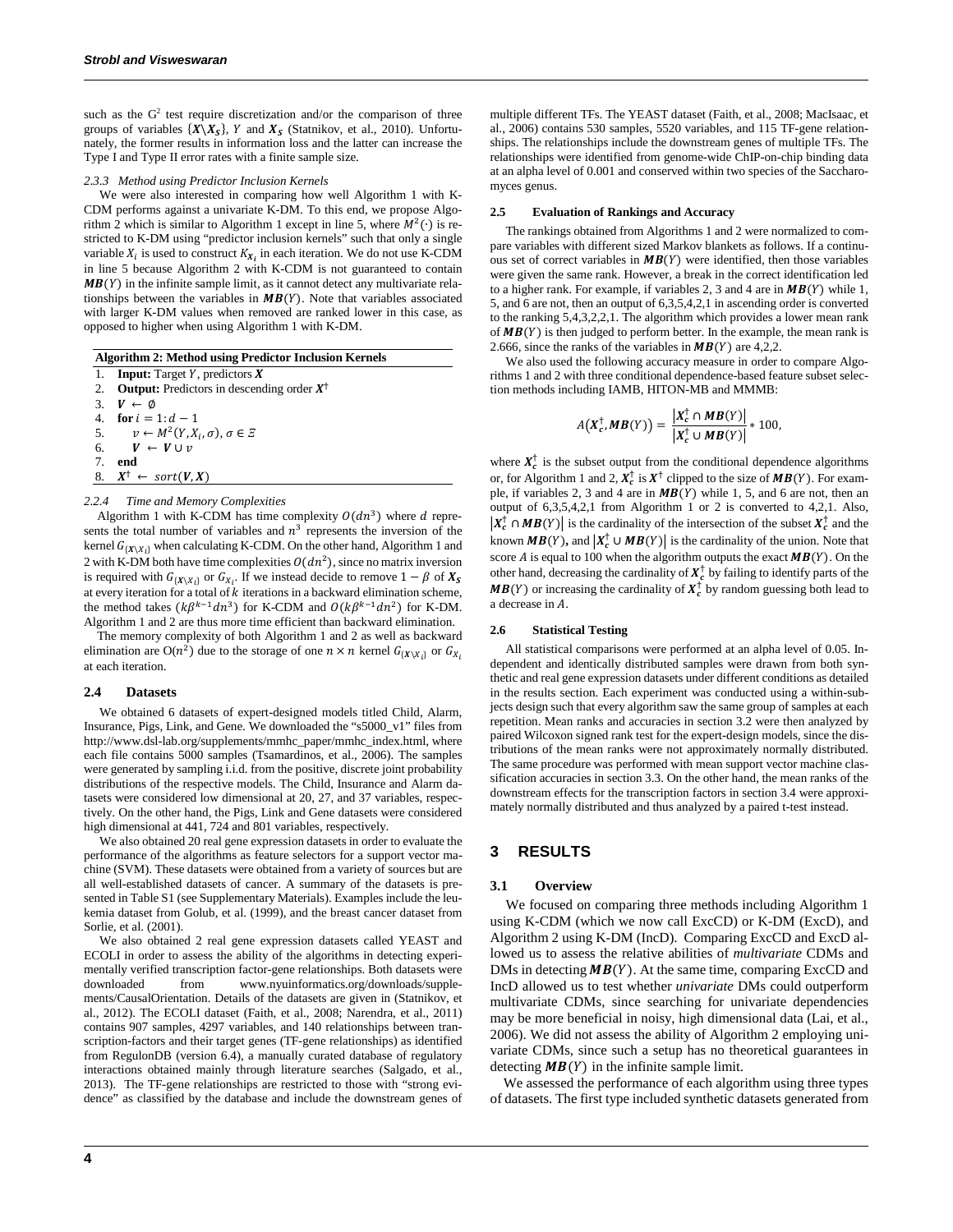such as the $G^2$ test require discretization and/or the comparison of three groups of variables $\{\boldsymbol{X}\backslash\boldsymbol{X_S}\}$, $Y$ and $\boldsymbol{X_S}$ (Statnikov, et al., 2010). Unfortunately, the former results in information loss and the latter can increase the Type I and Type II error rates with a finite sample size.

#### 2.3.3 Method using Predictor Inclusion Kernels

We were also interested in comparing how well Algorithm 1 with K-CDM performs against a univariate K-DM. To this end, we propose Algorithm 2 which is similar to Algorithm 1 except in line 5, where $M^2(\cdot)$ is restricted to K-DM using "predictor inclusion kernels" such that only a single variable $X_i$ is used to construct $K_{X_i}$ in each iteration. We do not use K-CDM in line 5 because Algorithm 2 with K-CDM is not guaranteed to contain $\boldsymbol{MB}(Y)$ in the infinite sample limit, as it cannot detect any multivariate relationships between the variables in $\boldsymbol{MB}(Y)$. Note that variables associated with larger K-DM values when removed are ranked lower in this case, as opposed to higher when using Algorithm 1 with K-DM.

**Algorithm 2: Method using Predictor Inclusion Kernels**

1. **Input:** Target $Y$, predictors $\boldsymbol{X}$
2. **Output:** Predictors in descending order $\boldsymbol{X}^\dagger$
3. $\boldsymbol{V} \leftarrow \emptyset$
4. **for** $i = 1{:}\,d - 1$
5. $\quad v \leftarrow M^2(Y, X_i, \sigma), \sigma \in \Xi$
6. $\quad \boldsymbol{V} \leftarrow \boldsymbol{V} \cup v$
7. **end**
8. $\boldsymbol{X}^\dagger \leftarrow sort(\boldsymbol{V}, \boldsymbol{X})$

#### 2.2.4 Time and Memory Complexities

Algorithm 1 with K-CDM has time complexity $O(dn^3)$ where $d$ represents the total number of variables and $n^3$ represents the inversion of the kernel $G_{\{\boldsymbol{X}\backslash X_i\}}$ when calculating K-CDM. On the other hand, Algorithm 1 and 2 with K-DM both have time complexities $O(dn^2)$, since no matrix inversion is required with $G_{\{\boldsymbol{X}\backslash X_i\}}$ or $G_{X_i}$. If we instead decide to remove $1 - \beta$ of $\boldsymbol{X_S}$ at every iteration for a total of $k$ iterations in a backward elimination scheme, the method takes $(k\beta^{k-1}dn^3)$ for K-CDM and $O(k\beta^{k-1}dn^2)$ for K-DM. Algorithm 1 and 2 are thus more time efficient than backward elimination.

The memory complexity of both Algorithm 1 and 2 as well as backward elimination are $O(n^2)$ due to the storage of one $n \times n$ kernel $G_{\{\boldsymbol{X}\backslash X_i\}}$ or $G_{X_i}$ at each iteration.

### 2.4 Datasets

We obtained 6 datasets of expert-designed models titled Child, Alarm, Insurance, Pigs, Link, and Gene. We downloaded the "s5000_v1" files from http://www.dsl-lab.org/supplements/mmhc_paper/mmhc_index.html, where each file contains 5000 samples (Tsamardinos, et al., 2006). The samples were generated by sampling i.i.d. from the positive, discrete joint probability distributions of the respective models. The Child, Insurance and Alarm datasets were considered low dimensional at 20, 27, and 37 variables, respectively. On the other hand, the Pigs, Link and Gene datasets were considered high dimensional at 441, 724 and 801 variables, respectively.

We also obtained 20 real gene expression datasets in order to evaluate the performance of the algorithms as feature selectors for a support vector machine (SVM). These datasets were obtained from a variety of sources but are all well-established datasets of cancer. A summary of the datasets is presented in Table S1 (see Supplementary Materials). Examples include the leukemia dataset from Golub, et al. (1999), and the breast cancer dataset from Sorlie, et al. (2001).

We also obtained 2 real gene expression datasets called YEAST and ECOLI in order to assess the ability of the algorithms in detecting experimentally verified transcription factor-gene relationships. Both datasets were downloaded from www.nyuinformatics.org/downloads/supplements/CausalOrientation. Details of the datasets are given in (Statnikov, et al., 2012). The ECOLI dataset (Faith, et al., 2008; Narendra, et al., 2011) contains 907 samples, 4297 variables, and 140 relationships between transcription-factors and their target genes (TF-gene relationships) as identified from RegulonDB (version 6.4), a manually curated database of regulatory interactions obtained mainly through literature searches (Salgado, et al., 2013). The TF-gene relationships are restricted to those with "strong evidence" as classified by the database and include the downstream genes of multiple different TFs. The YEAST dataset (Faith, et al., 2008; MacIsaac, et al., 2006) contains 530 samples, 5520 variables, and 115 TF-gene relationships. The relationships include the downstream genes of multiple TFs. The relationships were identified from genome-wide ChIP-on-chip binding data at an alpha level of 0.001 and conserved within two species of the Saccharomyces genus.

### 2.5 Evaluation of Rankings and Accuracy

The rankings obtained from Algorithms 1 and 2 were normalized to compare variables with different sized Markov blankets as follows. If a continuous set of correct variables in $\boldsymbol{MB}(Y)$ were identified, then those variables were given the same rank. However, a break in the correct identification led to a higher rank. For example, if variables 2, 3 and 4 are in $\boldsymbol{MB}(Y)$ while 1, 5, and 6 are not, then an output of 6,3,5,4,2,1 in ascending order is converted to the ranking 5,4,3,2,2,1. The algorithm which provides a lower mean rank of $\boldsymbol{MB}(Y)$ is then judged to perform better. In the example, the mean rank is 2.666, since the ranks of the variables in $\boldsymbol{MB}(Y)$ are 4,2,2.

We also used the following accuracy measure in order to compare Algorithms 1 and 2 with three conditional dependence-based feature subset selection methods including IAMB, HITON-MB and MMMB:

$$A\left(\boldsymbol{X}_c^\dagger, \boldsymbol{MB}(Y)\right) = \frac{\left|\boldsymbol{X}_c^\dagger \cap \boldsymbol{MB}(Y)\right|}{\left|\boldsymbol{X}_c^\dagger \cup \boldsymbol{MB}(Y)\right|} * 100,$$

where $\boldsymbol{X}_c^\dagger$ is the subset output from the conditional dependence algorithms or, for Algorithm 1 and 2, $\boldsymbol{X}_c^\dagger$ is $\boldsymbol{X}^\dagger$ clipped to the size of $\boldsymbol{MB}(Y)$. For example, if variables 2, 3 and 4 are in $\boldsymbol{MB}(Y)$ while 1, 5, and 6 are not, then an output of 6,3,5,4,2,1 from Algorithm 1 or 2 is converted to 4,2,1. Also, $\left|\boldsymbol{X}_c^\dagger \cap \boldsymbol{MB}(Y)\right|$ is the cardinality of the intersection of the subset $\boldsymbol{X}_c^\dagger$ and the known $\boldsymbol{MB}(Y)$, and $\left|\boldsymbol{X}_c^\dagger \cup \boldsymbol{MB}(Y)\right|$ is the cardinality of the union. Note that score $A$ is equal to 100 when the algorithm outputs the exact $\boldsymbol{MB}(Y)$. On the other hand, decreasing the cardinality of $\boldsymbol{X}_c^\dagger$ by failing to identify parts of the $\boldsymbol{MB}(Y)$ or increasing the cardinality of $\boldsymbol{X}_c^\dagger$ by random guessing both lead to a decrease in $A$.

### 2.6 Statistical Testing

All statistical comparisons were performed at an alpha level of 0.05. Independent and identically distributed samples were drawn from both synthetic and real gene expression datasets under different conditions as detailed in the results section. Each experiment was conducted using a within-subjects design such that every algorithm saw the same group of samples at each repetition. Mean ranks and accuracies in section 3.2 were then analyzed by paired Wilcoxon signed rank test for the expert-design models, since the distributions of the mean ranks were not approximately normally distributed. The same procedure was performed with mean support vector machine classification accuracies in section 3.3. On the other hand, the mean ranks of the downstream effects for the transcription factors in section 3.4 were approximately normally distributed and thus analyzed by a paired t-test instead.

## 3 RESULTS

### 3.1 Overview

We focused on comparing three methods including Algorithm 1 using K-CDM (which we now call ExcCD) or K-DM (ExcD), and Algorithm 2 using K-DM (IncD). Comparing ExcCD and ExcD allowed us to assess the relative abilities of *multivariate* CDMs and DMs in detecting $\boldsymbol{MB}(Y)$. At the same time, comparing ExcCD and IncD allowed us to test whether *univariate* DMs could outperform multivariate CDMs, since searching for univariate dependencies may be more beneficial in noisy, high dimensional data (Lai, et al., 2006). We did not assess the ability of Algorithm 2 employing univariate CDMs, since such a setup has no theoretical guarantees in detecting $\boldsymbol{MB}(Y)$ in the infinite sample limit.

We assessed the performance of each algorithm using three types of datasets. The first type included synthetic datasets generated from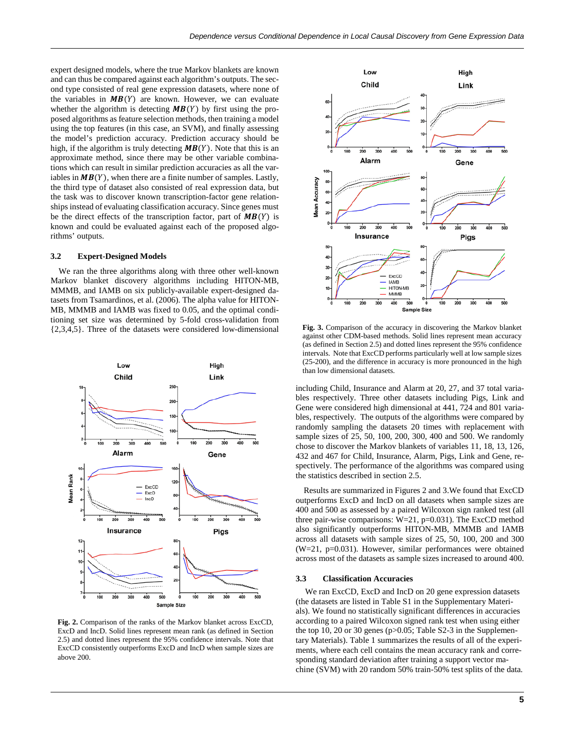expert designed models, where the true Markov blankets are known and can thus be compared against each algorithm's outputs. The second type consisted of real gene expression datasets, where none of the variables in $\boldsymbol{MB}(Y)$ are known. However, we can evaluate whether the algorithm is detecting $\boldsymbol{MB}(Y)$ by first using the proposed algorithms as feature selection methods, then training a model using the top features (in this case, an SVM), and finally assessing the model's prediction accuracy. Prediction accuracy should be high, if the algorithm is truly detecting $\boldsymbol{MB}(Y)$. Note that this is an approximate method, since there may be other variable combinations which can result in similar prediction accuracies as all the variables in $\boldsymbol{MB}(Y)$, when there are a finite number of samples. Lastly, the third type of dataset also consisted of real expression data, but the task was to discover known transcription-factor gene relationships instead of evaluating classification accuracy. Since genes must be the direct effects of the transcription factor, part of $\boldsymbol{MB}(Y)$ is known and could be evaluated against each of the proposed algorithms' outputs.

### 3.2 Expert-Designed Models

We ran the three algorithms along with three other well-known Markov blanket discovery algorithms including HITON-MB, MMMB, and IAMB on six publicly-available expert-designed datasets from Tsamardinos, et al. (2006). The alpha value for HITON-MB, MMMB and IAMB was fixed to 0.05, and the optimal conditioning set size was determined by 5-fold cross-validation from {2,3,4,5}. Three of the datasets were considered low-dimensional including Child, Insurance and Alarm at 20, 27, and 37 total variables respectively. Three other datasets including Pigs, Link and Gene were considered high dimensional at 441, 724 and 801 variables, respectively. The outputs of the algorithms were compared by randomly sampling the datasets 20 times with replacement with sample sizes of 25, 50, 100, 200, 300, 400 and 500. We randomly chose to discover the Markov blankets of variables 11, 18, 13, 126, 432 and 467 for Child, Insurance, Alarm, Pigs, Link and Gene, respectively. The performance of the algorithms was compared using the statistics described in section 2.5.

**Fig. 2.** Comparison of the ranks of the Markov blanket across ExcCD, ExcD and IncD. Solid lines represent mean rank (as defined in Section 2.5) and dotted lines represent the 95% confidence intervals. Note that ExcCD consistently outperforms ExcD and IncD when sample sizes are above 200.

**Fig. 3.** Comparison of the accuracy in discovering the Markov blanket against other CDM-based methods. Solid lines represent mean accuracy (as defined in Section 2.5) and dotted lines represent the 95% confidence intervals. Note that ExcCD performs particularly well at low sample sizes (25-200), and the difference in accuracy is more pronounced in the high than low dimensional datasets.

Results are summarized in Figures 2 and 3.We found that ExcCD outperforms ExcD and IncD on all datasets when sample sizes are 400 and 500 as assessed by a paired Wilcoxon sign ranked test (all three pair-wise comparisons: W=21, p=0.031). The ExcCD method also significantly outperforms HITON-MB, MMMB and IAMB across all datasets with sample sizes of 25, 50, 100, 200 and 300 (W=21, p=0.031). However, similar performances were obtained across most of the datasets as sample sizes increased to around 400.

### 3.3 Classification Accuracies

We ran ExcCD, ExcD and IncD on 20 gene expression datasets (the datasets are listed in Table S1 in the Supplementary Materials). We found no statistically significant differences in accuracies according to a paired Wilcoxon signed rank test when using either the top 10, 20 or 30 genes (p>0.05; Table S2-3 in the Supplementary Materials). Table 1 summarizes the results of all of the experiments, where each cell contains the mean accuracy rank and corresponding standard deviation after training a support vector machine (SVM) with 20 random 50% train-50% test splits of the data.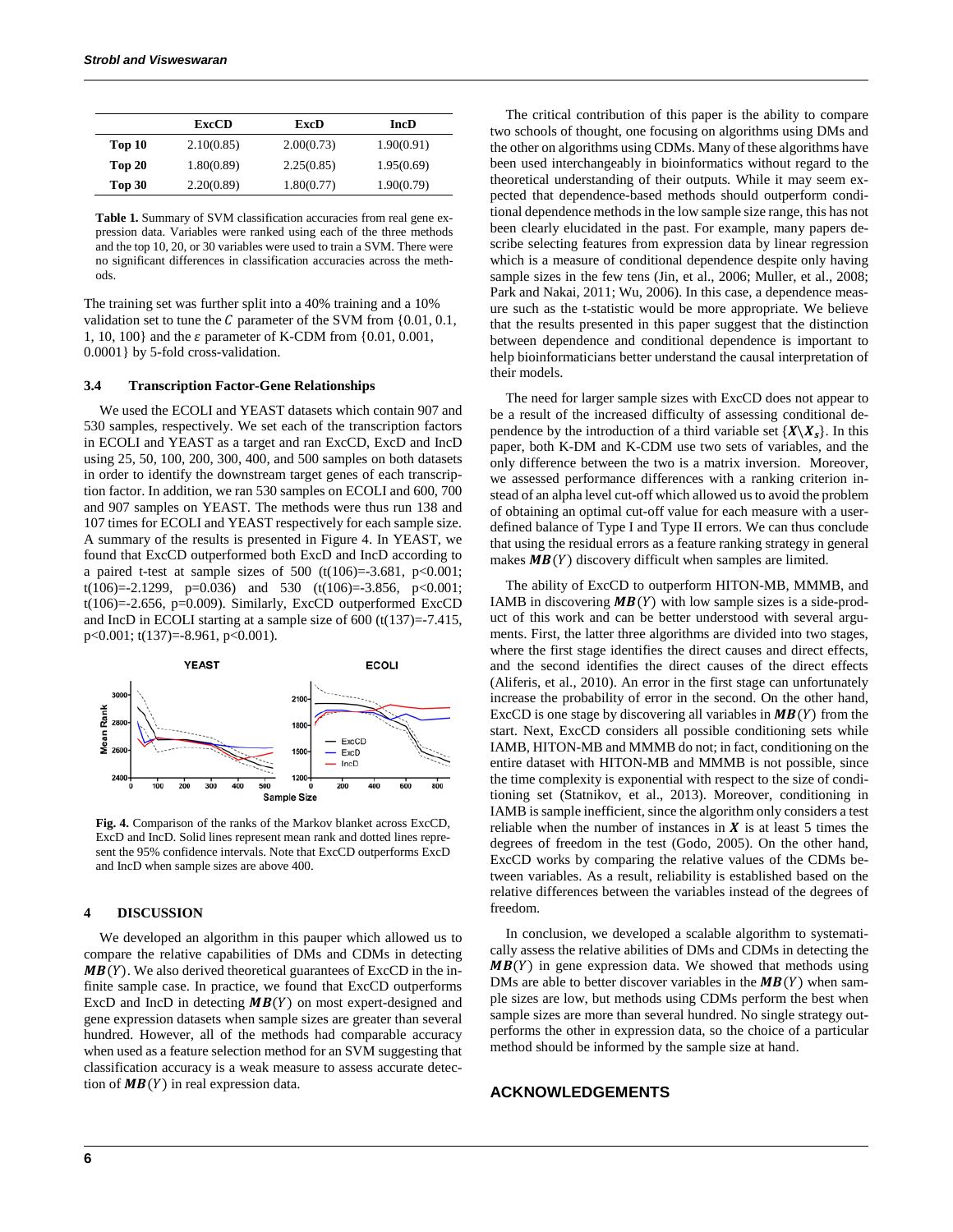|  | ExcCD | ExcD | IncD |
|---|---|---|---|
| **Top 10** | 2.10(0.85) | 2.00(0.73) | 1.90(0.91) |
| **Top 20** | 1.80(0.89) | 2.25(0.85) | 1.95(0.69) |
| **Top 30** | 2.20(0.89) | 1.80(0.77) | 1.90(0.79) |

**Table 1.** Summary of SVM classification accuracies from real gene expression data. Variables were ranked using each of the three methods and the top 10, 20, or 30 variables were used to train a SVM. There were no significant differences in classification accuracies across the methods.

The training set was further split into a 40% training and a 10% validation set to tune the $C$ parameter of the SVM from {0.01, 0.1, 1, 10, 100} and the $\varepsilon$ parameter of K-CDM from {0.01, 0.001, 0.0001} by 5-fold cross-validation.

### 3.4 Transcription Factor-Gene Relationships

We used the ECOLI and YEAST datasets which contain 907 and 530 samples, respectively. We set each of the transcription factors in ECOLI and YEAST as a target and ran ExcCD, ExcD and IncD using 25, 50, 100, 200, 300, 400, and 500 samples on both datasets in order to identify the downstream target genes of each transcription factor. In addition, we ran 530 samples on ECOLI and 600, 700 and 907 samples on YEAST. The methods were thus run 138 and 107 times for ECOLI and YEAST respectively for each sample size. A summary of the results is presented in Figure 4. In YEAST, we found that ExcCD outperformed both ExcD and IncD according to a paired t-test at sample sizes of 500 ($t(106)=-3.681$, $p<0.001$; $t(106)=-2.1299$, $p=0.036$) and 530 ($t(106)=-3.856$, $p<0.001$; $t(106)=-2.656$, $p=0.009$). Similarly, ExcCD outperformed ExcCD and IncD in ECOLI starting at a sample size of 600 ($t(137)=-7.415$, $p<0.001$; $t(137)=-8.961$, $p<0.001$).

**Fig. 4.** Comparison of the ranks of the Markov blanket across ExcCD, ExcD and IncD. Solid lines represent mean rank and dotted lines represent the 95% confidence intervals. Note that ExcCD outperforms ExcD and IncD when sample sizes are above 400.

## 4 DISCUSSION

We developed an algorithm in this pauper which allowed us to compare the relative capabilities of DMs and CDMs in detecting $\boldsymbol{MB}(Y)$. We also derived theoretical guarantees of ExcCD in the infinite sample case. In practice, we found that ExcCD outperforms ExcD and IncD in detecting $\boldsymbol{MB}(Y)$ on most expert-designed and gene expression datasets when sample sizes are greater than several hundred. However, all of the methods had comparable accuracy when used as a feature selection method for an SVM suggesting that classification accuracy is a weak measure to assess accurate detection of $\boldsymbol{MB}(Y)$ in real expression data.

The critical contribution of this paper is the ability to compare two schools of thought, one focusing on algorithms using DMs and the other on algorithms using CDMs. Many of these algorithms have been used interchangeably in bioinformatics without regard to the theoretical understanding of their outputs. While it may seem expected that dependence-based methods should outperform conditional dependence methods in the low sample size range, this has not been clearly elucidated in the past. For example, many papers describe selecting features from expression data by linear regression which is a measure of conditional dependence despite only having sample sizes in the few tens (Jin, et al., 2006; Muller, et al., 2008; Park and Nakai, 2011; Wu, 2006). In this case, a dependence measure such as the t-statistic would be more appropriate. We believe that the results presented in this paper suggest that the distinction between dependence and conditional dependence is important to help bioinformaticians better understand the causal interpretation of their models.

The need for larger sample sizes with ExcCD does not appear to be a result of the increased difficulty of assessing conditional dependence by the introduction of a third variable set $\{\boldsymbol{X} \setminus \boldsymbol{X}_s\}$. In this paper, both K-DM and K-CDM use two sets of variables, and the only difference between the two is a matrix inversion. Moreover, we assessed performance differences with a ranking criterion instead of an alpha level cut-off which allowed us to avoid the problem of obtaining an optimal cut-off value for each measure with a user-defined balance of Type I and Type II errors. We can thus conclude that using the residual errors as a feature ranking strategy in general makes $\boldsymbol{MB}(Y)$ discovery difficult when samples are limited.

The ability of ExcCD to outperform HITON-MB, MMMB, and IAMB in discovering $\boldsymbol{MB}(Y)$ with low sample sizes is a side-product of this work and can be better understood with several arguments. First, the latter three algorithms are divided into two stages, where the first stage identifies the direct causes and direct effects, and the second identifies the direct causes of the direct effects (Aliferis, et al., 2010). An error in the first stage can unfortunately increase the probability of error in the second. On the other hand, ExcCD is one stage by discovering all variables in $\boldsymbol{MB}(Y)$ from the start. Next, ExcCD considers all possible conditioning sets while IAMB, HITON-MB and MMMB do not; in fact, conditioning on the entire dataset with HITON-MB and MMMB is not possible, since the time complexity is exponential with respect to the size of conditioning set (Statnikov, et al., 2013). Moreover, conditioning in IAMB is sample inefficient, since the algorithm only considers a test reliable when the number of instances in $\boldsymbol{X}$ is at least 5 times the degrees of freedom in the test (Godo, 2005). On the other hand, ExcCD works by comparing the relative values of the CDMs between variables. As a result, reliability is established based on the relative differences between the variables instead of the degrees of freedom.

In conclusion, we developed a scalable algorithm to systematically assess the relative abilities of DMs and CDMs in detecting the $\boldsymbol{MB}(Y)$ in gene expression data. We showed that methods using DMs are able to better discover variables in the $\boldsymbol{MB}(Y)$ when sample sizes are low, but methods using CDMs perform the best when sample sizes are more than several hundred. No single strategy outperforms the other in expression data, so the choice of a particular method should be informed by the sample size at hand.

## ACKNOWLEDGEMENTS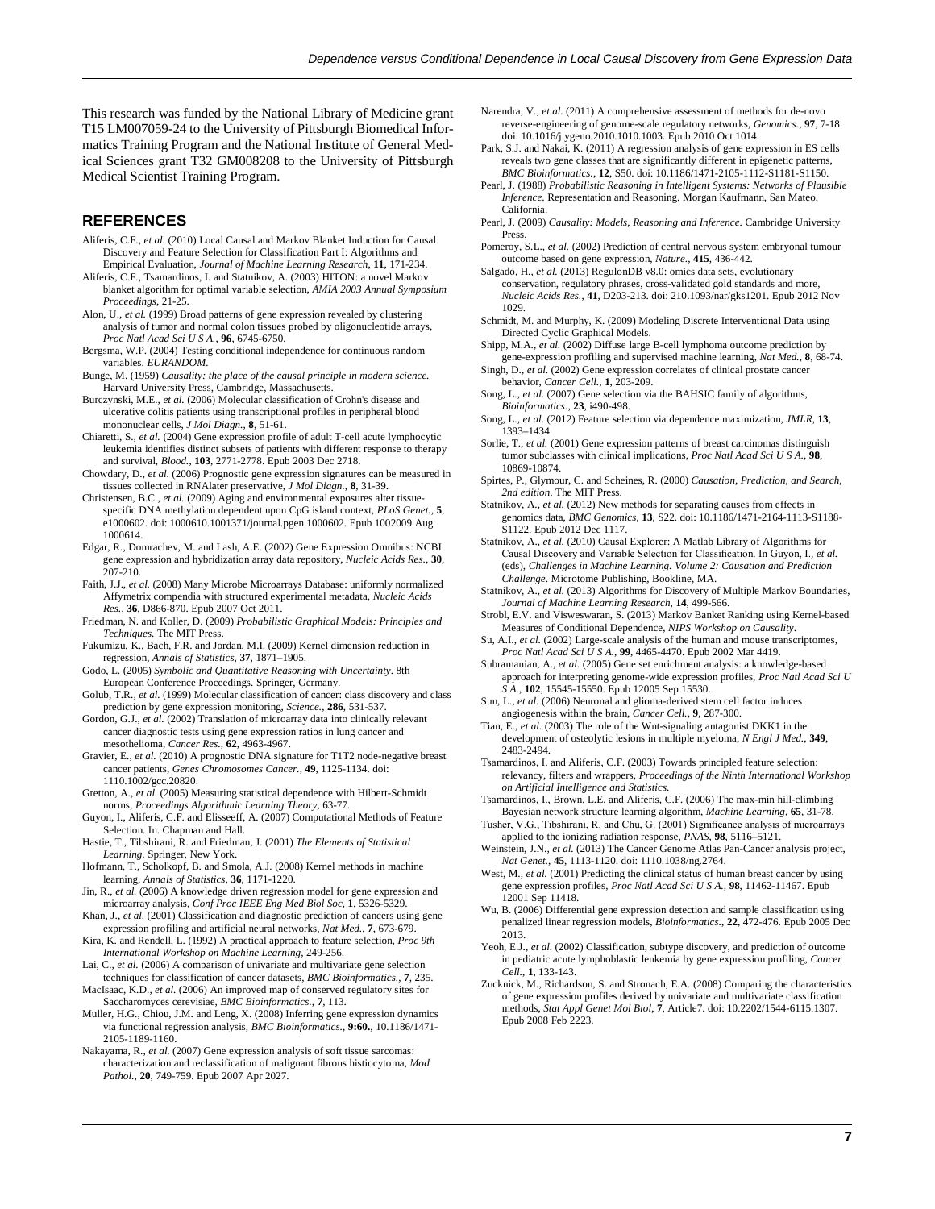This research was funded by the National Library of Medicine grant T15 LM007059-24 to the University of Pittsburgh Biomedical Informatics Training Program and the National Institute of General Medical Sciences grant T32 GM008208 to the University of Pittsburgh Medical Scientist Training Program.

## REFERENCES

Aliferis, C.F., *et al.* (2010) Local Causal and Markov Blanket Induction for Causal Discovery and Feature Selection for Classification Part I: Algorithms and Empirical Evaluation, *Journal of Machine Learning Research*, **11**, 171-234.

Aliferis, C.F., Tsamardinos, I. and Statnikov, A. (2003) HITON: a novel Markov blanket algorithm for optimal variable selection, *AMIA 2003 Annual Symposium Proceedings*, 21-25.

Alon, U., *et al.* (1999) Broad patterns of gene expression revealed by clustering analysis of tumor and normal colon tissues probed by oligonucleotide arrays, *Proc Natl Acad Sci U S A.*, **96**, 6745-6750.

Bergsma, W.P. (2004) Testing conditional independence for continuous random variables. *EURANDOM*.

Bunge, M. (1959) *Causality: the place of the causal principle in modern science.* Harvard University Press, Cambridge, Massachusetts.

Burczynski, M.E., *et al.* (2006) Molecular classification of Crohn's disease and ulcerative colitis patients using transcriptional profiles in peripheral blood mononuclear cells, *J Mol Diagn.*, **8**, 51-61.

Chiaretti, S., *et al.* (2004) Gene expression profile of adult T-cell acute lymphocytic leukemia identifies distinct subsets of patients with different response to therapy and survival, *Blood.*, **103**, 2771-2778. Epub 2003 Dec 2718.

Chowdary, D., *et al.* (2006) Prognostic gene expression signatures can be measured in tissues collected in RNAlater preservative, *J Mol Diagn.*, **8**, 31-39.

Christensen, B.C., *et al.* (2009) Aging and environmental exposures alter tissue-specific DNA methylation dependent upon CpG island context, *PLoS Genet.*, **5**, e1000602. doi: 1000610.1001371/journal.pgen.1000602. Epub 1002009 Aug 1000614.

Edgar, R., Domrachev, M. and Lash, A.E. (2002) Gene Expression Omnibus: NCBI gene expression and hybridization array data repository, *Nucleic Acids Res.*, **30**, 207-210.

Faith, J.J., *et al.* (2008) Many Microbe Microarrays Database: uniformly normalized Affymetrix compendia with structured experimental metadata, *Nucleic Acids Res.*, **36**, D866-870. Epub 2007 Oct 2011.

Friedman, N. and Koller, D. (2009) *Probabilistic Graphical Models: Principles and Techniques*. The MIT Press.

Fukumizu, K., Bach, F.R. and Jordan, M.I. (2009) Kernel dimension reduction in regression, *Annals of Statistics*, **37**, 1871–1905.

Godo, L. (2005) *Symbolic and Quantitative Reasoning with Uncertainty*. 8th European Conference Proceedings. Springer, Germany.

Golub, T.R., *et al.* (1999) Molecular classification of cancer: class discovery and class prediction by gene expression monitoring, *Science.*, **286**, 531-537.

Gordon, G.J., *et al.* (2002) Translation of microarray data into clinically relevant cancer diagnostic tests using gene expression ratios in lung cancer and mesothelioma, *Cancer Res.*, **62**, 4963-4967.

Gravier, E., *et al.* (2010) A prognostic DNA signature for T1T2 node-negative breast cancer patients, *Genes Chromosomes Cancer.*, **49**, 1125-1134. doi: 1110.1002/gcc.20820.

Gretton, A., *et al.* (2005) Measuring statistical dependence with Hilbert-Schmidt norms, *Proceedings Algorithmic Learning Theory*, 63-77.

Guyon, I., Aliferis, C.F. and Elisseeff, A. (2007) Computational Methods of Feature Selection. In. Chapman and Hall.

Hastie, T., Tibshirani, R. and Friedman, J. (2001) *The Elements of Statistical Learning*. Springer, New York.

Hofmann, T., Scholkopf, B. and Smola, A.J. (2008) Kernel methods in machine learning, *Annals of Statistics*, **36**, 1171-1220.

Jin, R., *et al.* (2006) A knowledge driven regression model for gene expression and microarray analysis, *Conf Proc IEEE Eng Med Biol Soc*, **1**, 5326-5329.

Khan, J., *et al.* (2001) Classification and diagnostic prediction of cancers using gene expression profiling and artificial neural networks, *Nat Med.*, **7**, 673-679.

Kira, K. and Rendell, L. (1992) A practical approach to feature selection, *Proc 9th International Workshop on Machine Learning*, 249-256.

Lai, C., *et al.* (2006) A comparison of univariate and multivariate gene selection techniques for classification of cancer datasets, *BMC Bioinformatics.*, **7**, 235.

MacIsaac, K.D., *et al.* (2006) An improved map of conserved regulatory sites for Saccharomyces cerevisiae, *BMC Bioinformatics.*, **7**, 113.

Muller, H.G., Chiou, J.M. and Leng, X. (2008) Inferring gene expression dynamics via functional regression analysis, *BMC Bioinformatics.*, **9:60.**, 10.1186/1471-2105-1189-1160.

Nakayama, R., *et al.* (2007) Gene expression analysis of soft tissue sarcomas: characterization and reclassification of malignant fibrous histiocytoma, *Mod Pathol.*, **20**, 749-759. Epub 2007 Apr 2027.

Narendra, V., *et al.* (2011) A comprehensive assessment of methods for de-novo reverse-engineering of genome-scale regulatory networks, *Genomics.*, **97**, 7-18. doi: 10.1016/j.ygeno.2010.1010.1003. Epub 2010 Oct 1014.

Park, S.J. and Nakai, K. (2011) A regression analysis of gene expression in ES cells reveals two gene classes that are significantly different in epigenetic patterns, *BMC Bioinformatics.*, **12**, S50. doi: 10.1186/1471-2105-1112-S1181-S1150.

Pearl, J. (1988) *Probabilistic Reasoning in Intelligent Systems: Networks of Plausible Inference*. Representation and Reasoning. Morgan Kaufmann, San Mateo, California.

Pearl, J. (2009) *Causality: Models, Reasoning and Inference*. Cambridge University Press.

Pomeroy, S.L., *et al.* (2002) Prediction of central nervous system embryonal tumour outcome based on gene expression, *Nature.*, **415**, 436-442.

Salgado, H., *et al.* (2013) RegulonDB v8.0: omics data sets, evolutionary conservation, regulatory phrases, cross-validated gold standards and more, *Nucleic Acids Res.*, **41**, D203-213. doi: 210.1093/nar/gks1201. Epub 2012 Nov 1029.

Schmidt, M. and Murphy, K. (2009) Modeling Discrete Interventional Data using Directed Cyclic Graphical Models.

Shipp, M.A., *et al.* (2002) Diffuse large B-cell lymphoma outcome prediction by gene-expression profiling and supervised machine learning, *Nat Med.*, **8**, 68-74.

Singh, D., *et al.* (2002) Gene expression correlates of clinical prostate cancer behavior, *Cancer Cell.*, **1**, 203-209.

Song, L., *et al.* (2007) Gene selection via the BAHSIC family of algorithms, *Bioinformatics.*, **23**, i490-498.

Song, L., *et al.* (2012) Feature selection via dependence maximization, *JMLR*, **13**, 1393–1434.

Sorlie, T., *et al.* (2001) Gene expression patterns of breast carcinomas distinguish tumor subclasses with clinical implications, *Proc Natl Acad Sci U S A.*, **98**, 10869-10874.

Spirtes, P., Glymour, C. and Scheines, R. (2000) *Causation, Prediction, and Search, 2nd edition*. The MIT Press.

Statnikov, A., *et al.* (2012) New methods for separating causes from effects in genomics data, *BMC Genomics*, **13**, S22. doi: 10.1186/1471-2164-1113-S1188-S1122. Epub 2012 Dec 1117.

Statnikov, A., *et al.* (2010) Causal Explorer: A Matlab Library of Algorithms for Causal Discovery and Variable Selection for Classification. In Guyon, I., *et al.* (eds), *Challenges in Machine Learning. Volume 2: Causation and Prediction Challenge*. Microtome Publishing, Bookline, MA.

Statnikov, A., *et al.* (2013) Algorithms for Discovery of Multiple Markov Boundaries, *Journal of Machine Learning Research*, **14**, 499-566.

Strobl, E.V. and Visweswaran, S. (2013) Markov Banket Ranking using Kernel-based Measures of Conditional Dependence, *NIPS Workshop on Causality*.

Su, A.I., *et al.* (2002) Large-scale analysis of the human and mouse transcriptomes, *Proc Natl Acad Sci U S A.*, **99**, 4465-4470. Epub 2002 Mar 4419.

Subramanian, A., *et al.* (2005) Gene set enrichment analysis: a knowledge-based approach for interpreting genome-wide expression profiles, *Proc Natl Acad Sci U S A.*, **102**, 15545-15550. Epub 12005 Sep 15530.

Sun, L., *et al.* (2006) Neuronal and glioma-derived stem cell factor induces angiogenesis within the brain, *Cancer Cell.*, **9**, 287-300.

Tian, E., *et al.* (2003) The role of the Wnt-signaling antagonist DKK1 in the development of osteolytic lesions in multiple myeloma, *N Engl J Med.*, **349**, 2483-2494.

Tsamardinos, I. and Aliferis, C.F. (2003) Towards principled feature selection: relevancy, filters and wrappers, *Proceedings of the Ninth International Workshop on Artificial Intelligence and Statistics*.

Tsamardinos, I., Brown, L.E. and Aliferis, C.F. (2006) The max-min hill-climbing Bayesian network structure learning algorithm, *Machine Learning*, **65**, 31-78.

Tusher, V.G., Tibshirani, R. and Chu, G. (2001) Significance analysis of microarrays applied to the ionizing radiation response, *PNAS*, **98**, 5116–5121.

Weinstein, J.N., *et al.* (2013) The Cancer Genome Atlas Pan-Cancer analysis project, *Nat Genet.*, **45**, 1113-1120. doi: 1110.1038/ng.2764.

West, M., *et al.* (2001) Predicting the clinical status of human breast cancer by using gene expression profiles, *Proc Natl Acad Sci U S A.*, **98**, 11462-11467. Epub 12001 Sep 11418.

Wu, B. (2006) Differential gene expression detection and sample classification using penalized linear regression models, *Bioinformatics.*, **22**, 472-476. Epub 2005 Dec 2013.

Yeoh, E.J., *et al.* (2002) Classification, subtype discovery, and prediction of outcome in pediatric acute lymphoblastic leukemia by gene expression profiling, *Cancer Cell.*, **1**, 133-143.

Zucknick, M., Richardson, S. and Stronach, E.A. (2008) Comparing the characteristics of gene expression profiles derived by univariate and multivariate classification methods, *Stat Appl Genet Mol Biol*, **7**, Article7. doi: 10.2202/1544-6115.1307. Epub 2008 Feb 2223.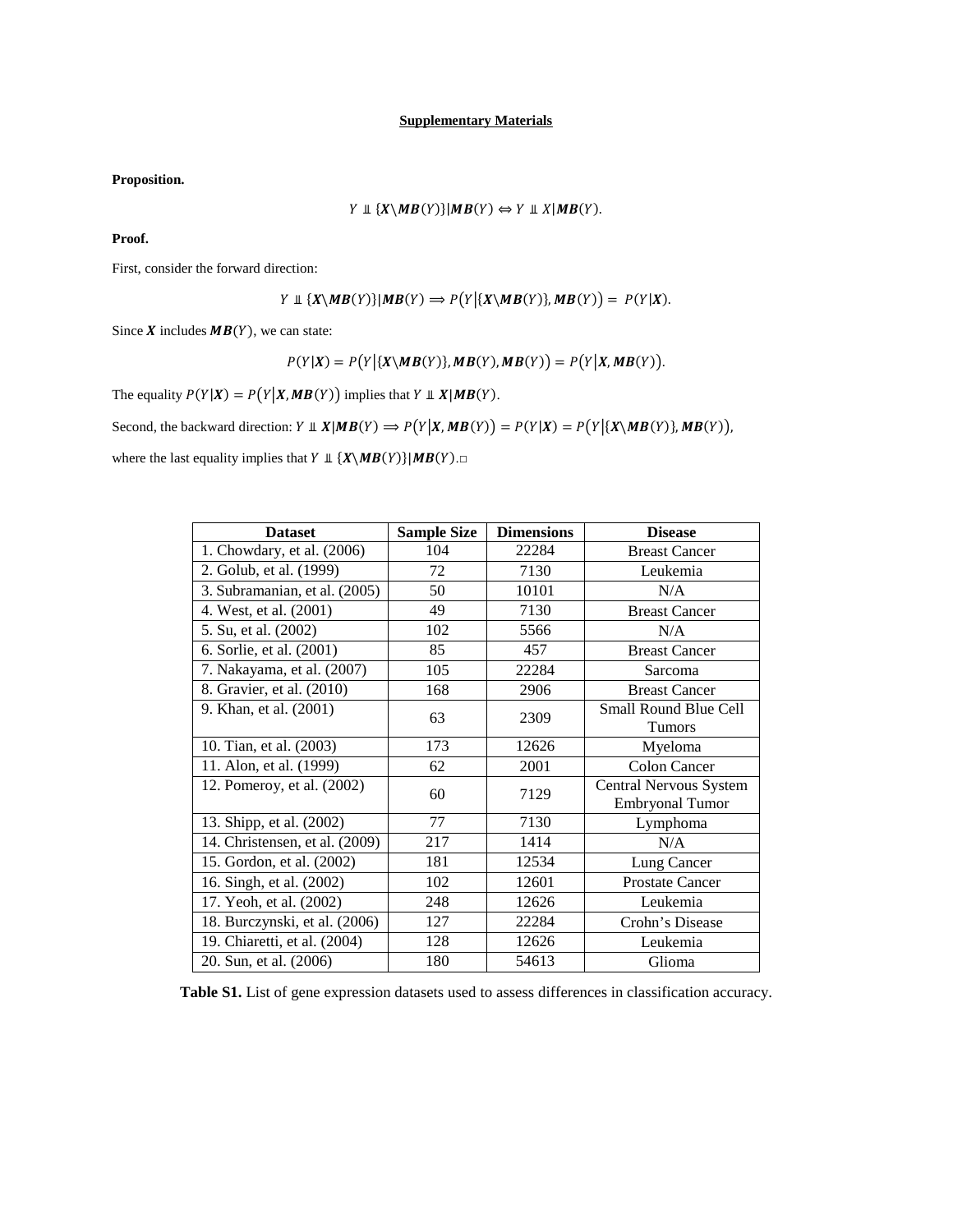**Supplementary Materials**

**Proposition.**

$$Y \perp\!\!\!\perp \{\boldsymbol{X} \backslash \boldsymbol{MB}(Y)\} | \boldsymbol{MB}(Y) \Leftrightarrow Y \perp\!\!\!\perp X | \boldsymbol{MB}(Y).$$

**Proof.**

First, consider the forward direction:

$$Y \perp\!\!\!\perp \{\boldsymbol{X} \backslash \boldsymbol{MB}(Y)\} | \boldsymbol{MB}(Y) \Rightarrow P\big(Y \big| \{\boldsymbol{X} \backslash \boldsymbol{MB}(Y)\}, \boldsymbol{MB}(Y)\big) = P(Y|\boldsymbol{X}).$$

Since $\boldsymbol{X}$ includes $\boldsymbol{MB}(Y)$, we can state:

$$P(Y|\boldsymbol{X}) = P\big(Y \big| \{\boldsymbol{X} \backslash \boldsymbol{MB}(Y)\}, \boldsymbol{MB}(Y), \boldsymbol{MB}(Y)\big) = P\big(Y \big| \boldsymbol{X}, \boldsymbol{MB}(Y)\big).$$

The equality $P(Y|\boldsymbol{X}) = P\big(Y \big| \boldsymbol{X}, \boldsymbol{MB}(Y)\big)$ implies that $Y \perp\!\!\!\perp \boldsymbol{X} | \boldsymbol{MB}(Y)$.

Second, the backward direction: $Y \perp\!\!\!\perp \boldsymbol{X} | \boldsymbol{MB}(Y) \Rightarrow P\big(Y \big| \boldsymbol{X}, \boldsymbol{MB}(Y)\big) = P(Y|\boldsymbol{X}) = P\big(Y \big| \{\boldsymbol{X} \backslash \boldsymbol{MB}(Y)\}, \boldsymbol{MB}(Y)\big)$,

where the last equality implies that $Y \perp\!\!\!\perp \{\boldsymbol{X} \backslash \boldsymbol{MB}(Y)\} | \boldsymbol{MB}(Y)$.□

| Dataset | Sample Size | Dimensions | Disease |
|---|---|---|---|
| 1. Chowdary, et al. (2006) | 104 | 22284 | Breast Cancer |
| 2. Golub, et al. (1999) | 72 | 7130 | Leukemia |
| 3. Subramanian, et al. (2005) | 50 | 10101 | N/A |
| 4. West, et al. (2001) | 49 | 7130 | Breast Cancer |
| 5. Su, et al. (2002) | 102 | 5566 | N/A |
| 6. Sorlie, et al. (2001) | 85 | 457 | Breast Cancer |
| 7. Nakayama, et al. (2007) | 105 | 22284 | Sarcoma |
| 8. Gravier, et al. (2010) | 168 | 2906 | Breast Cancer |
| 9. Khan, et al. (2001) | 63 | 2309 | Small Round Blue Cell Tumors |
| 10. Tian, et al. (2003) | 173 | 12626 | Myeloma |
| 11. Alon, et al. (1999) | 62 | 2001 | Colon Cancer |
| 12. Pomeroy, et al. (2002) | 60 | 7129 | Central Nervous System Embryonal Tumor |
| 13. Shipp, et al. (2002) | 77 | 7130 | Lymphoma |
| 14. Christensen, et al. (2009) | 217 | 1414 | N/A |
| 15. Gordon, et al. (2002) | 181 | 12534 | Lung Cancer |
| 16. Singh, et al. (2002) | 102 | 12601 | Prostate Cancer |
| 17. Yeoh, et al. (2002) | 248 | 12626 | Leukemia |
| 18. Burczynski, et al. (2006) | 127 | 22284 | Crohn's Disease |
| 19. Chiaretti, et al. (2004) | 128 | 12626 | Leukemia |
| 20. Sun, et al. (2006) | 180 | 54613 | Glioma |

**Table S1.** List of gene expression datasets used to assess differences in classification accuracy.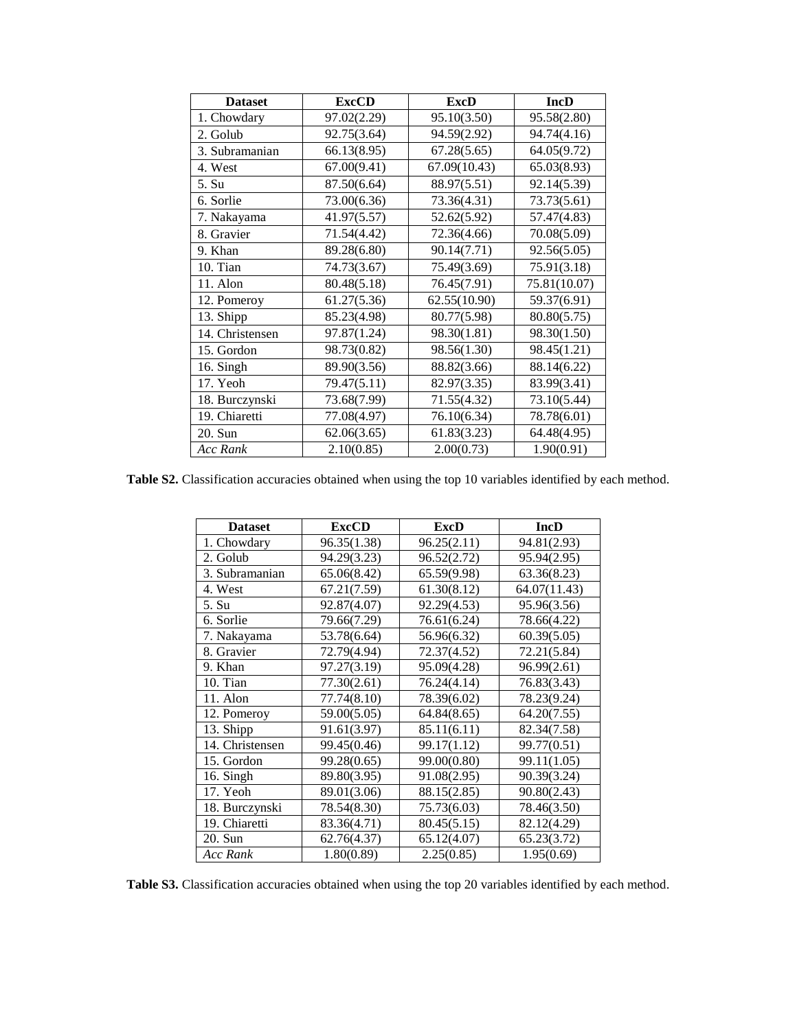| Dataset | ExcCD | ExcD | IncD |
|---|---|---|---|
| 1. Chowdary | 97.02(2.29) | 95.10(3.50) | 95.58(2.80) |
| 2. Golub | 92.75(3.64) | 94.59(2.92) | 94.74(4.16) |
| 3. Subramanian | 66.13(8.95) | 67.28(5.65) | 64.05(9.72) |
| 4. West | 67.00(9.41) | 67.09(10.43) | 65.03(8.93) |
| 5. Su | 87.50(6.64) | 88.97(5.51) | 92.14(5.39) |
| 6. Sorlie | 73.00(6.36) | 73.36(4.31) | 73.73(5.61) |
| 7. Nakayama | 41.97(5.57) | 52.62(5.92) | 57.47(4.83) |
| 8. Gravier | 71.54(4.42) | 72.36(4.66) | 70.08(5.09) |
| 9. Khan | 89.28(6.80) | 90.14(7.71) | 92.56(5.05) |
| 10. Tian | 74.73(3.67) | 75.49(3.69) | 75.91(3.18) |
| 11. Alon | 80.48(5.18) | 76.45(7.91) | 75.81(10.07) |
| 12. Pomeroy | 61.27(5.36) | 62.55(10.90) | 59.37(6.91) |
| 13. Shipp | 85.23(4.98) | 80.77(5.98) | 80.80(5.75) |
| 14. Christensen | 97.87(1.24) | 98.30(1.81) | 98.30(1.50) |
| 15. Gordon | 98.73(0.82) | 98.56(1.30) | 98.45(1.21) |
| 16. Singh | 89.90(3.56) | 88.82(3.66) | 88.14(6.22) |
| 17. Yeoh | 79.47(5.11) | 82.97(3.35) | 83.99(3.41) |
| 18. Burczynski | 73.68(7.99) | 71.55(4.32) | 73.10(5.44) |
| 19. Chiaretti | 77.08(4.97) | 76.10(6.34) | 78.78(6.01) |
| 20. Sun | 62.06(3.65) | 61.83(3.23) | 64.48(4.95) |
| *Acc Rank* | 2.10(0.85) | 2.00(0.73) | 1.90(0.91) |

**Table S2.** Classification accuracies obtained when using the top 10 variables identified by each method.

| Dataset | ExcCD | ExcD | IncD |
|---|---|---|---|
| 1. Chowdary | 96.35(1.38) | 96.25(2.11) | 94.81(2.93) |
| 2. Golub | 94.29(3.23) | 96.52(2.72) | 95.94(2.95) |
| 3. Subramanian | 65.06(8.42) | 65.59(9.98) | 63.36(8.23) |
| 4. West | 67.21(7.59) | 61.30(8.12) | 64.07(11.43) |
| 5. Su | 92.87(4.07) | 92.29(4.53) | 95.96(3.56) |
| 6. Sorlie | 79.66(7.29) | 76.61(6.24) | 78.66(4.22) |
| 7. Nakayama | 53.78(6.64) | 56.96(6.32) | 60.39(5.05) |
| 8. Gravier | 72.79(4.94) | 72.37(4.52) | 72.21(5.84) |
| 9. Khan | 97.27(3.19) | 95.09(4.28) | 96.99(2.61) |
| 10. Tian | 77.30(2.61) | 76.24(4.14) | 76.83(3.43) |
| 11. Alon | 77.74(8.10) | 78.39(6.02) | 78.23(9.24) |
| 12. Pomeroy | 59.00(5.05) | 64.84(8.65) | 64.20(7.55) |
| 13. Shipp | 91.61(3.97) | 85.11(6.11) | 82.34(7.58) |
| 14. Christensen | 99.45(0.46) | 99.17(1.12) | 99.77(0.51) |
| 15. Gordon | 99.28(0.65) | 99.00(0.80) | 99.11(1.05) |
| 16. Singh | 89.80(3.95) | 91.08(2.95) | 90.39(3.24) |
| 17. Yeoh | 89.01(3.06) | 88.15(2.85) | 90.80(2.43) |
| 18. Burczynski | 78.54(8.30) | 75.73(6.03) | 78.46(3.50) |
| 19. Chiaretti | 83.36(4.71) | 80.45(5.15) | 82.12(4.29) |
| 20. Sun | 62.76(4.37) | 65.12(4.07) | 65.23(3.72) |
| *Acc Rank* | 1.80(0.89) | 2.25(0.85) | 1.95(0.69) |

**Table S3.** Classification accuracies obtained when using the top 20 variables identified by each method.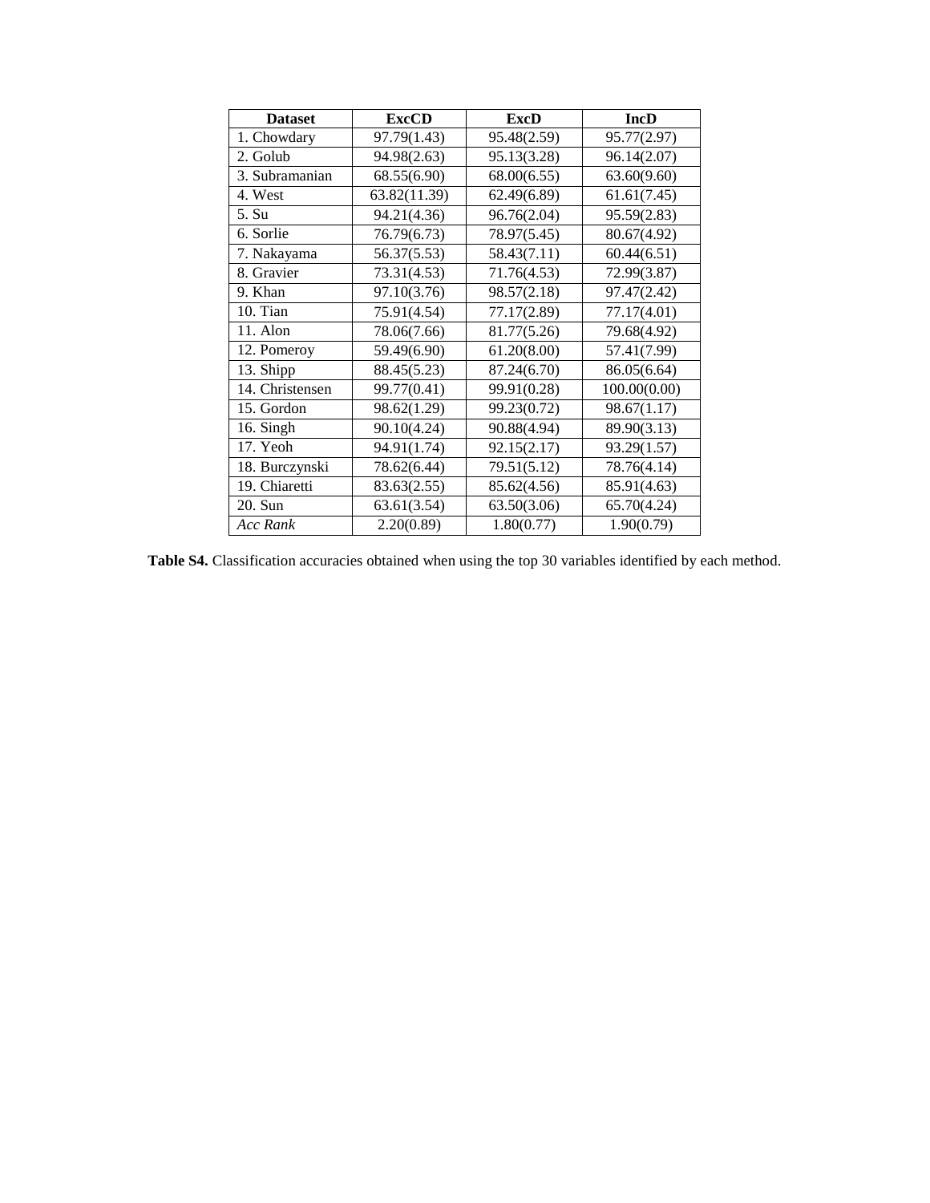| Dataset | ExcCD | ExcD | IncD |
|---|---|---|---|
| 1. Chowdary | 97.79(1.43) | 95.48(2.59) | 95.77(2.97) |
| 2. Golub | 94.98(2.63) | 95.13(3.28) | 96.14(2.07) |
| 3. Subramanian | 68.55(6.90) | 68.00(6.55) | 63.60(9.60) |
| 4. West | 63.82(11.39) | 62.49(6.89) | 61.61(7.45) |
| 5. Su | 94.21(4.36) | 96.76(2.04) | 95.59(2.83) |
| 6. Sorlie | 76.79(6.73) | 78.97(5.45) | 80.67(4.92) |
| 7. Nakayama | 56.37(5.53) | 58.43(7.11) | 60.44(6.51) |
| 8. Gravier | 73.31(4.53) | 71.76(4.53) | 72.99(3.87) |
| 9. Khan | 97.10(3.76) | 98.57(2.18) | 97.47(2.42) |
| 10. Tian | 75.91(4.54) | 77.17(2.89) | 77.17(4.01) |
| 11. Alon | 78.06(7.66) | 81.77(5.26) | 79.68(4.92) |
| 12. Pomeroy | 59.49(6.90) | 61.20(8.00) | 57.41(7.99) |
| 13. Shipp | 88.45(5.23) | 87.24(6.70) | 86.05(6.64) |
| 14. Christensen | 99.77(0.41) | 99.91(0.28) | 100.00(0.00) |
| 15. Gordon | 98.62(1.29) | 99.23(0.72) | 98.67(1.17) |
| 16. Singh | 90.10(4.24) | 90.88(4.94) | 89.90(3.13) |
| 17. Yeoh | 94.91(1.74) | 92.15(2.17) | 93.29(1.57) |
| 18. Burczynski | 78.62(6.44) | 79.51(5.12) | 78.76(4.14) |
| 19. Chiaretti | 83.63(2.55) | 85.62(4.56) | 85.91(4.63) |
| 20. Sun | 63.61(3.54) | 63.50(3.06) | 65.70(4.24) |
| *Acc Rank* | 2.20(0.89) | 1.80(0.77) | 1.90(0.79) |

**Table S4.** Classification accuracies obtained when using the top 30 variables identified by each method.